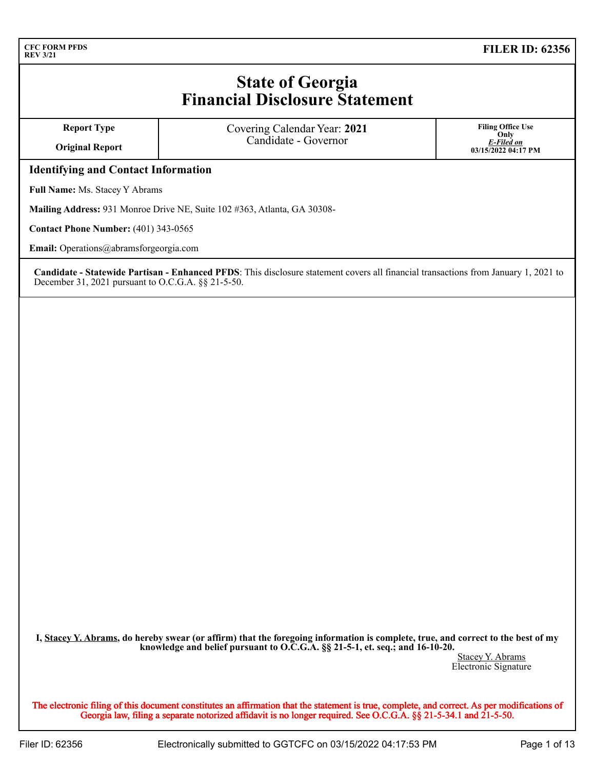CFC FORM PFDS
REV 3/21

**FILER ID: 62356**

# State of Georgia
# Financial Disclosure Statement

| Report Type | Covering Calendar Year: **2021** | Filing Office Use Only |
|---|---|---|
| **Original Report** | Candidate - Governor | ***E-Filed on*** **03/15/2022 04:17 PM** |

## Identifying and Contact Information

**Full Name:** Ms. Stacey Y Abrams

**Mailing Address:** 931 Monroe Drive NE, Suite 102 #363, Atlanta, GA 30308-

**Contact Phone Number:** (401) 343-0565

**Email:** Operations@abramsforgeorgia.com

**Candidate - Statewide Partisan - Enhanced PFDS**: This disclosure statement covers all financial transactions from January 1, 2021 to December 31, 2021 pursuant to O.C.G.A. §§ 21-5-50.

**I, Stacey Y. Abrams, do hereby swear (or affirm) that the foregoing information is complete, true, and correct to the best of my knowledge and belief pursuant to O.C.G.A. §§ 21-5-1, et. seq.; and 16-10-20.**

Stacey Y. Abrams
Electronic Signature

**The electronic filing of this document constitutes an affirmation that the statement is true, complete, and correct. As per modifications of Georgia law, filing a separate notorized affidavit is no longer required. See O.C.G.A. §§ 21-5-34.1 and 21-5-50.**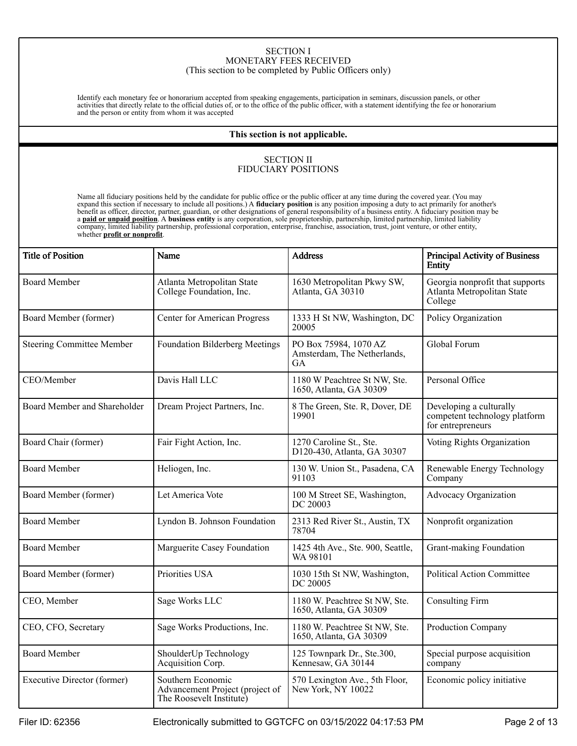## SECTION I
## MONETARY FEES RECEIVED
(This section to be completed by Public Officers only)

Identify each monetary fee or honorarium accepted from speaking engagements, participation in seminars, discussion panels, or other activities that directly relate to the official duties of, or to the office of the public officer, with a statement identifying the fee or honorarium and the person or entity from whom it was accepted

**This section is not applicable.**

## SECTION II
## FIDUCIARY POSITIONS

Name all fiduciary positions held by the candidate for public office or the public officer at any time during the covered year. (You may expand this section if necessary to include all positions.) A **fiduciary position** is any position imposing a duty to act primarily for another's benefit as officer, director, partner, guardian, or other designations of general responsibility of a business entity. A fiduciary position may be a **paid or unpaid position**. A **business entity** is any corporation, sole proprietorship, partnership, limited partnership, limited liability company, limited liability partnership, professional corporation, enterprise, franchise, association, trust, joint venture, or other entity, whether **profit or nonprofit**.

| Title of Position | Name | Address | Principal Activity of Business Entity |
|---|---|---|---|
| Board Member | Atlanta Metropolitan State College Foundation, Inc. | 1630 Metropolitan Pkwy SW, Atlanta, GA 30310 | Georgia nonprofit that supports Atlanta Metropolitan State College |
| Board Member (former) | Center for American Progress | 1333 H St NW, Washington, DC 20005 | Policy Organization |
| Steering Committee Member | Foundation Bilderberg Meetings | PO Box 75984, 1070 AZ Amsterdam, The Netherlands, GA | Global Forum |
| CEO/Member | Davis Hall LLC | 1180 W Peachtree St NW, Ste. 1650, Atlanta, GA 30309 | Personal Office |
| Board Member and Shareholder | Dream Project Partners, Inc. | 8 The Green, Ste. R, Dover, DE 19901 | Developing a culturally competent technology platform for entrepreneurs |
| Board Chair (former) | Fair Fight Action, Inc. | 1270 Caroline St., Ste. D120-430, Atlanta, GA 30307 | Voting Rights Organization |
| Board Member | Heliogen, Inc. | 130 W. Union St., Pasadena, CA 91103 | Renewable Energy Technology Company |
| Board Member (former) | Let America Vote | 100 M Street SE, Washington, DC 20003 | Advocacy Organization |
| Board Member | Lyndon B. Johnson Foundation | 2313 Red River St., Austin, TX 78704 | Nonprofit organization |
| Board Member | Marguerite Casey Foundation | 1425 4th Ave., Ste. 900, Seattle, WA 98101 | Grant-making Foundation |
| Board Member (former) | Priorities USA | 1030 15th St NW, Washington, DC 20005 | Political Action Committee |
| CEO, Member | Sage Works LLC | 1180 W. Peachtree St NW, Ste. 1650, Atlanta, GA 30309 | Consulting Firm |
| CEO, CFO, Secretary | Sage Works Productions, Inc. | 1180 W. Peachtree St NW, Ste. 1650, Atlanta, GA 30309 | Production Company |
| Board Member | ShoulderUp Technology Acquisition Corp. | 125 Townpark Dr., Ste.300, Kennesaw, GA 30144 | Special purpose acquisition company |
| Executive Director (former) | Southern Economic Advancement Project (project of The Roosevelt Institute) | 570 Lexington Ave., 5th Floor, New York, NY 10022 | Economic policy initiative |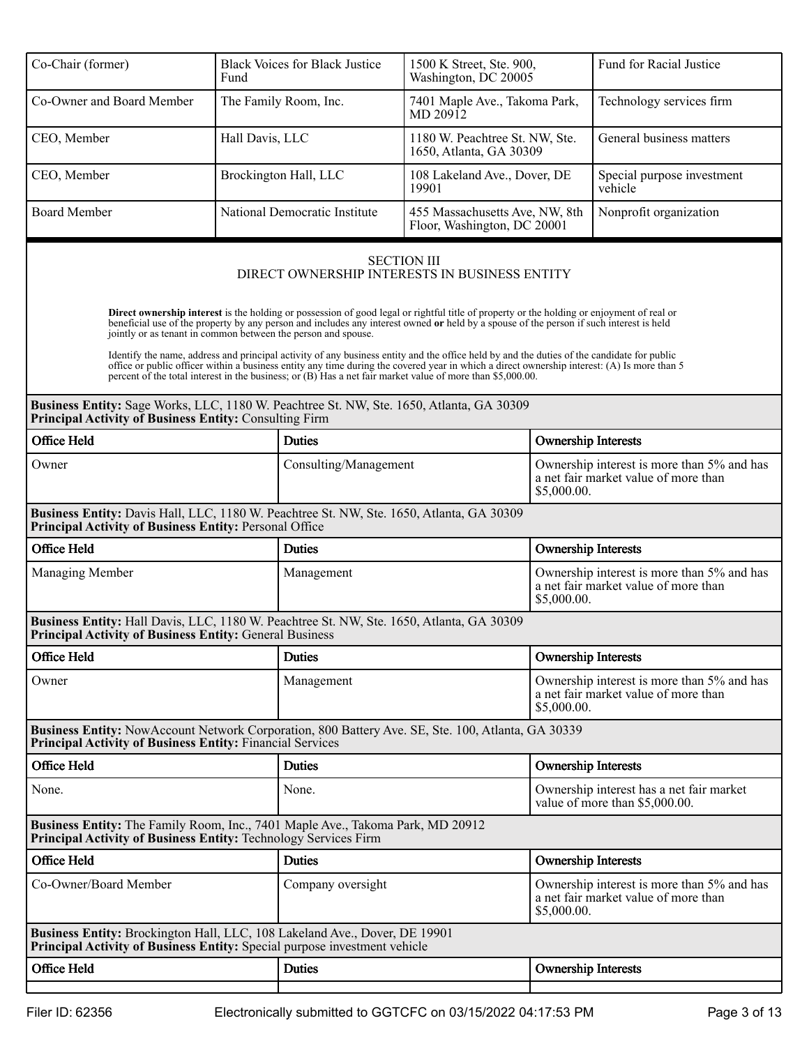| | | | |
|---|---|---|---|
| Co-Chair (former) | Black Voices for Black Justice Fund | 1500 K Street, Ste. 900, Washington, DC 20005 | Fund for Racial Justice |
| Co-Owner and Board Member | The Family Room, Inc. | 7401 Maple Ave., Takoma Park, MD 20912 | Technology services firm |
| CEO, Member | Hall Davis, LLC | 1180 W. Peachtree St. NW, Ste. 1650, Atlanta, GA 30309 | General business matters |
| CEO, Member | Brockington Hall, LLC | 108 Lakeland Ave., Dover, DE 19901 | Special purpose investment vehicle |
| Board Member | National Democratic Institute | 455 Massachusetts Ave, NW, 8th Floor, Washington, DC 20001 | Nonprofit organization |

## SECTION III
## DIRECT OWNERSHIP INTERESTS IN BUSINESS ENTITY

**Direct ownership interest** is the holding or possession of good legal or rightful title of property or the holding or enjoyment of real or beneficial use of the property by any person and includes any interest owned **or** held by a spouse of the person if such interest is held jointly or as tenant in common between the person and spouse.

Identify the name, address and principal activity of any business entity and the office held by and the duties of the candidate for public office or public officer within a business entity any time during the covered year in which a direct ownership interest: (A) Is more than 5 percent of the total interest in the business; or (B) Has a net fair market value of more than $5,000.00.

**Business Entity:** Sage Works, LLC, 1180 W. Peachtree St. NW, Ste. 1650, Atlanta, GA 30309
**Principal Activity of Business Entity:** Consulting Firm

| Office Held | Duties | Ownership Interests |
|---|---|---|
| Owner | Consulting/Management | Ownership interest is more than 5% and has a net fair market value of more than $5,000.00. |

**Business Entity:** Davis Hall, LLC, 1180 W. Peachtree St. NW, Ste. 1650, Atlanta, GA 30309
**Principal Activity of Business Entity:** Personal Office

| Office Held | Duties | Ownership Interests |
|---|---|---|
| Managing Member | Management | Ownership interest is more than 5% and has a net fair market value of more than $5,000.00. |

**Business Entity:** Hall Davis, LLC, 1180 W. Peachtree St. NW, Ste. 1650, Atlanta, GA 30309
**Principal Activity of Business Entity:** General Business

| Office Held | Duties | Ownership Interests |
|---|---|---|
| Owner | Management | Ownership interest is more than 5% and has a net fair market value of more than $5,000.00. |

**Business Entity:** NowAccount Network Corporation, 800 Battery Ave. SE, Ste. 100, Atlanta, GA 30339
**Principal Activity of Business Entity:** Financial Services

| Office Held | Duties | Ownership Interests |
|---|---|---|
| None. | None. | Ownership interest has a net fair market value of more than $5,000.00. |

**Business Entity:** The Family Room, Inc., 7401 Maple Ave., Takoma Park, MD 20912
**Principal Activity of Business Entity:** Technology Services Firm

| Office Held | Duties | Ownership Interests |
|---|---|---|
| Co-Owner/Board Member | Company oversight | Ownership interest is more than 5% and has a net fair market value of more than $5,000.00. |

**Business Entity:** Brockington Hall, LLC, 108 Lakeland Ave., Dover, DE 19901
**Principal Activity of Business Entity:** Special purpose investment vehicle

| Office Held | Duties | Ownership Interests |
|---|---|---|
| | | |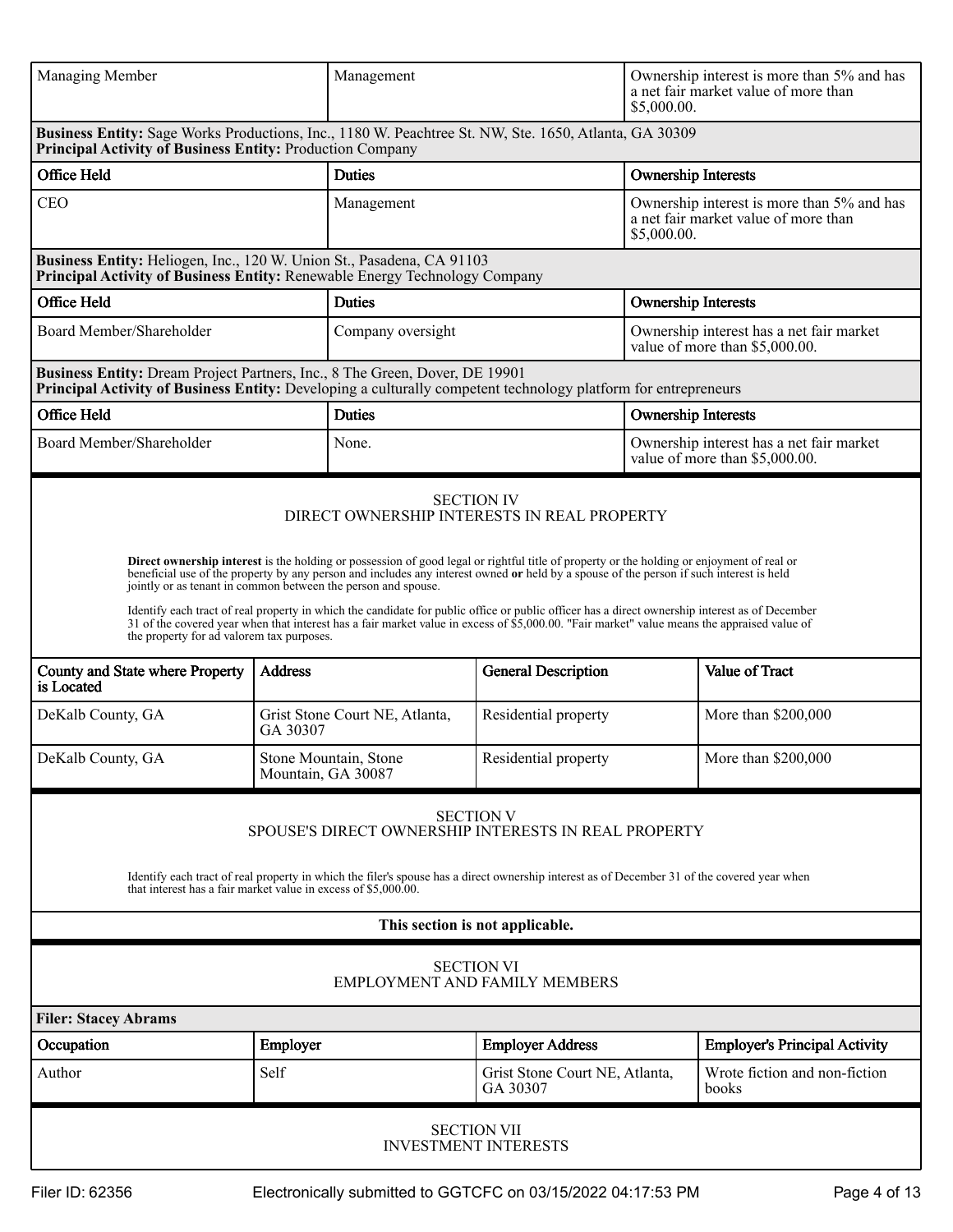| Office Held | Duties | Ownership Interests |
| --- | --- | --- |
| Managing Member | Management | Ownership interest is more than 5% and has a net fair market value of more than $5,000.00. |

**Business Entity:** Sage Works Productions, Inc., 1180 W. Peachtree St. NW, Ste. 1650, Atlanta, GA 30309
**Principal Activity of Business Entity:** Production Company

| Office Held | Duties | Ownership Interests |
| --- | --- | --- |
| CEO | Management | Ownership interest is more than 5% and has a net fair market value of more than $5,000.00. |

**Business Entity:** Heliogen, Inc., 120 W. Union St., Pasadena, CA 91103
**Principal Activity of Business Entity:** Renewable Energy Technology Company

| Office Held | Duties | Ownership Interests |
| --- | --- | --- |
| Board Member/Shareholder | Company oversight | Ownership interest has a net fair market value of more than $5,000.00. |

**Business Entity:** Dream Project Partners, Inc., 8 The Green, Dover, DE 19901
**Principal Activity of Business Entity:** Developing a culturally competent technology platform for entrepreneurs

| Office Held | Duties | Ownership Interests |
| --- | --- | --- |
| Board Member/Shareholder | None. | Ownership interest has a net fair market value of more than $5,000.00. |

## SECTION IV
## DIRECT OWNERSHIP INTERESTS IN REAL PROPERTY

**Direct ownership interest** is the holding or possession of good legal or rightful title of property or the holding or enjoyment of real or beneficial use of the property by any person and includes any interest owned **or** held by a spouse of the person if such interest is held jointly or as tenant in common between the person and spouse.

Identify each tract of real property in which the candidate for public office or public officer has a direct ownership interest as of December 31 of the covered year when that interest has a fair market value in excess of $5,000.00. "Fair market" value means the appraised value of the property for ad valorem tax purposes.

| County and State where Property is Located | Address | General Description | Value of Tract |
| --- | --- | --- | --- |
| DeKalb County, GA | Grist Stone Court NE, Atlanta, GA 30307 | Residential property | More than $200,000 |
| DeKalb County, GA | Stone Mountain, Stone Mountain, GA 30087 | Residential property | More than $200,000 |

## SECTION V
## SPOUSE'S DIRECT OWNERSHIP INTERESTS IN REAL PROPERTY

Identify each tract of real property in which the filer's spouse has a direct ownership interest as of December 31 of the covered year when that interest has a fair market value in excess of $5,000.00.

**This section is not applicable.**

## SECTION VI
## EMPLOYMENT AND FAMILY MEMBERS

**Filer: Stacey Abrams**

| Occupation | Employer | Employer Address | Employer's Principal Activity |
| --- | --- | --- | --- |
| Author | Self | Grist Stone Court NE, Atlanta, GA 30307 | Wrote fiction and non-fiction books |

## SECTION VII
## INVESTMENT INTERESTS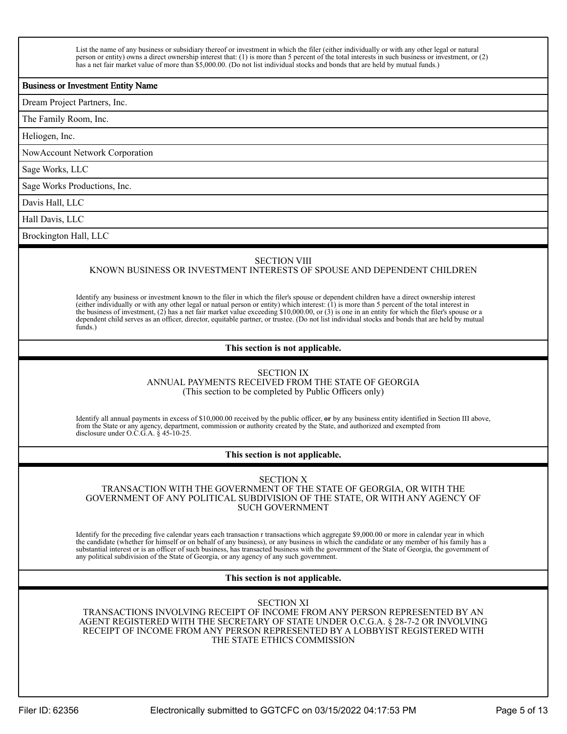List the name of any business or subsidiary thereof or investment in which the filer (either individually or with any other legal or natural person or entity) owns a direct ownership interest that: (1) is more than 5 percent of the total interests in such business or investment, or (2) has a net fair market value of more than $5,000.00. (Do not list individual stocks and bonds that are held by mutual funds.)

| Business or Investment Entity Name |
|---|
| Dream Project Partners, Inc. |
| The Family Room, Inc. |
| Heliogen, Inc. |
| NowAccount Network Corporation |
| Sage Works, LLC |
| Sage Works Productions, Inc. |
| Davis Hall, LLC |
| Hall Davis, LLC |
| Brockington Hall, LLC |

## SECTION VIII
## KNOWN BUSINESS OR INVESTMENT INTERESTS OF SPOUSE AND DEPENDENT CHILDREN

Identify any business or investment known to the filer in which the filer's spouse or dependent children have a direct ownership interest (either individually or with any other legal or natual person or entity) which interest: (1) is more than 5 percent of the total interest in the business of investment, (2) has a net fair market value exceeding $10,000.00, or (3) is one in an entity for which the filer's spouse or a dependent child serves as an officer, director, equitable partner, or trustee. (Do not list individual stocks and bonds that are held by mutual funds.)

**This section is not applicable.**

## SECTION IX
## ANNUAL PAYMENTS RECEIVED FROM THE STATE OF GEORGIA
(This section to be completed by Public Officers only)

Identify all annual payments in excess of $10,000.00 received by the public officer, **or** by any business entity identified in Section III above, from the State or any agency, department, commission or authority created by the State, and authorized and exempted from disclosure under O.C.G.A. § 45-10-25.

**This section is not applicable.**

## SECTION X
## TRANSACTION WITH THE GOVERNMENT OF THE STATE OF GEORGIA, OR WITH THE GOVERNMENT OF ANY POLITICAL SUBDIVISION OF THE STATE, OR WITH ANY AGENCY OF SUCH GOVERNMENT

Identify for the preceding five calendar years each transaction r transactions which aggregate $9,000.00 or more in calendar year in which the candidate (whether for himself or on behalf of any business), or any business in which the candidate or any member of his family has a substantial interest or is an officer of such business, has transacted business with the government of the State of Georgia, the government of any political subdivision of the State of Georgia, or any agency of any such government.

**This section is not applicable.**

## SECTION XI
## TRANSACTIONS INVOLVING RECEIPT OF INCOME FROM ANY PERSON REPRESENTED BY AN AGENT REGISTERED WITH THE SECRETARY OF STATE UNDER O.C.G.A. § 28-7-2 OR INVOLVING RECEIPT OF INCOME FROM ANY PERSON REPRESENTED BY A LOBBYIST REGISTERED WITH THE STATE ETHICS COMMISSION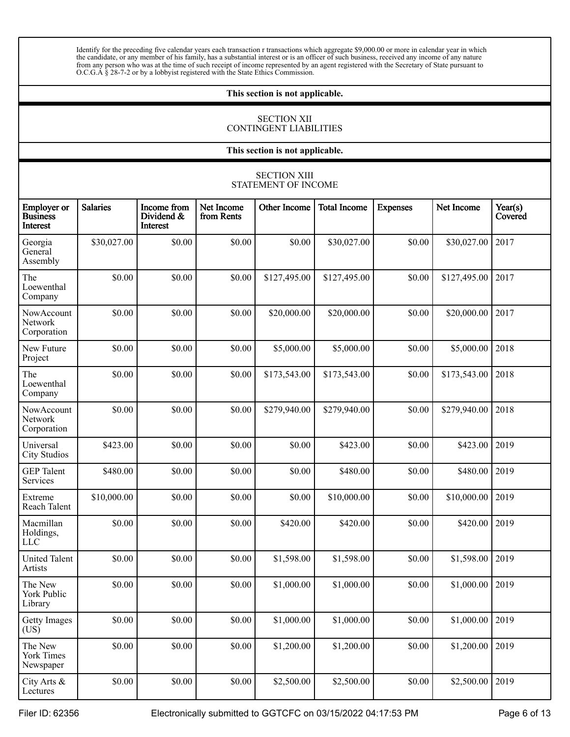Identify for the preceding five calendar years each transaction r transactions which aggregate $9,000.00 or more in calendar year in which the candidate, or any member of his family, has a substantial interest or is an officer of such business, received any income of any nature from any person who was at the time of such receipt of income represented by an agent registered with the Secretary of State pursuant to O.C.G.A § 28-7-2 or by a lobbyist registered with the State Ethics Commission.

**This section is not applicable.**

## SECTION XII
## CONTINGENT LIABILITIES

**This section is not applicable.**

## SECTION XIII
## STATEMENT OF INCOME

| Employer or Business Interest | Salaries | Income from Dividend & Interest | Net Income from Rents | Other Income | Total Income | Expenses | Net Income | Year(s) Covered |
|---|---|---|---|---|---|---|---|---|
| Georgia General Assembly | $30,027.00 | $0.00 | $0.00 | $0.00 | $30,027.00 | $0.00 | $30,027.00 | 2017 |
| The Loewenthal Company | $0.00 | $0.00 | $0.00 | $127,495.00 | $127,495.00 | $0.00 | $127,495.00 | 2017 |
| NowAccount Network Corporation | $0.00 | $0.00 | $0.00 | $20,000.00 | $20,000.00 | $0.00 | $20,000.00 | 2017 |
| New Future Project | $0.00 | $0.00 | $0.00 | $5,000.00 | $5,000.00 | $0.00 | $5,000.00 | 2018 |
| The Loewenthal Company | $0.00 | $0.00 | $0.00 | $173,543.00 | $173,543.00 | $0.00 | $173,543.00 | 2018 |
| NowAccount Network Corporation | $0.00 | $0.00 | $0.00 | $279,940.00 | $279,940.00 | $0.00 | $279,940.00 | 2018 |
| Universal City Studios | $423.00 | $0.00 | $0.00 | $0.00 | $423.00 | $0.00 | $423.00 | 2019 |
| GEP Talent Services | $480.00 | $0.00 | $0.00 | $0.00 | $480.00 | $0.00 | $480.00 | 2019 |
| Extreme Reach Talent | $10,000.00 | $0.00 | $0.00 | $0.00 | $10,000.00 | $0.00 | $10,000.00 | 2019 |
| Macmillan Holdings, LLC | $0.00 | $0.00 | $0.00 | $420.00 | $420.00 | $0.00 | $420.00 | 2019 |
| United Talent Artists | $0.00 | $0.00 | $0.00 | $1,598.00 | $1,598.00 | $0.00 | $1,598.00 | 2019 |
| The New York Public Library | $0.00 | $0.00 | $0.00 | $1,000.00 | $1,000.00 | $0.00 | $1,000.00 | 2019 |
| Getty Images (US) | $0.00 | $0.00 | $0.00 | $1,000.00 | $1,000.00 | $0.00 | $1,000.00 | 2019 |
| The New York Times Newspaper | $0.00 | $0.00 | $0.00 | $1,200.00 | $1,200.00 | $0.00 | $1,200.00 | 2019 |
| City Arts & Lectures | $0.00 | $0.00 | $0.00 | $2,500.00 | $2,500.00 | $0.00 | $2,500.00 | 2019 |

Filer ID: 62356 Electronically submitted to GGTCFC on 03/15/2022 04:17:53 PM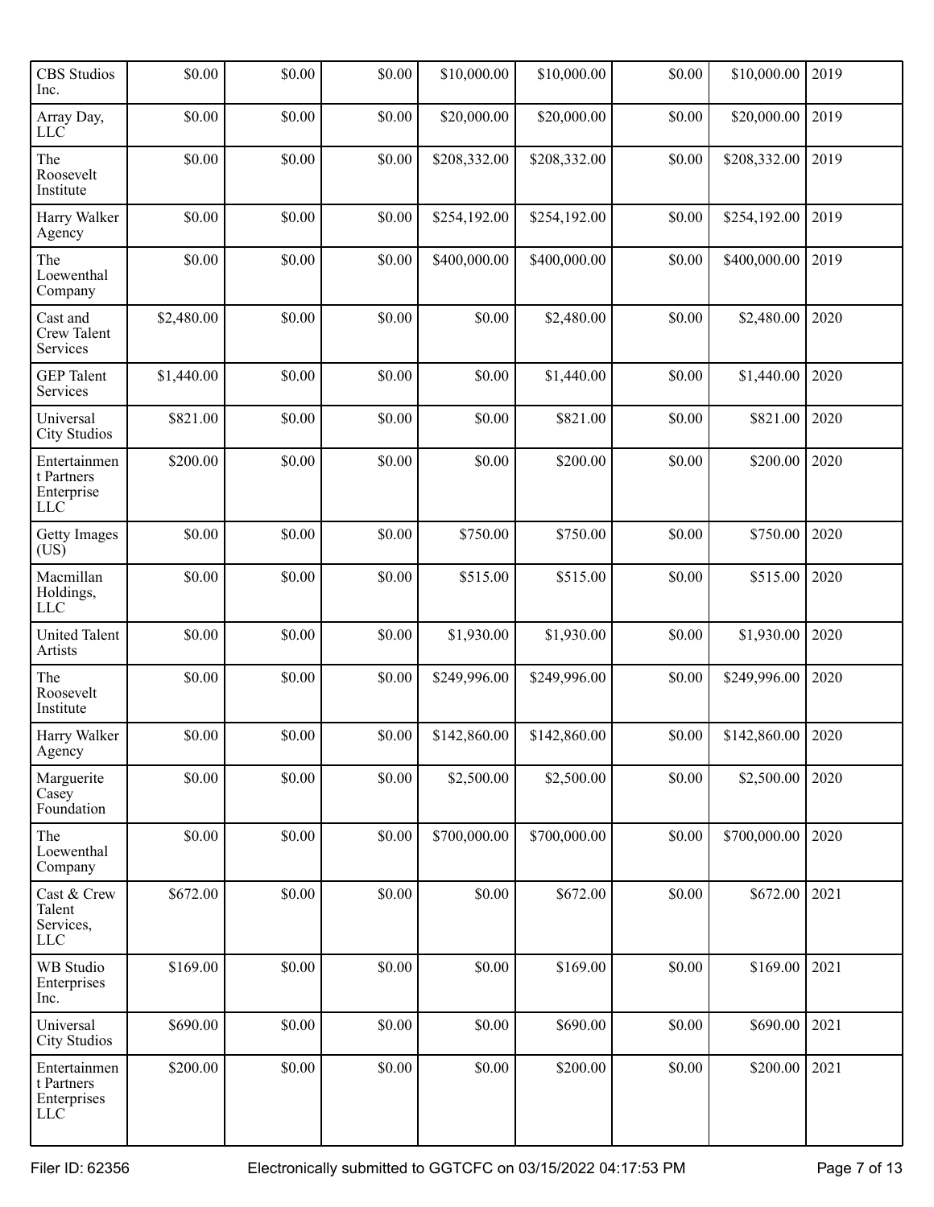| | | | | | | | | |
|---|---|---|---|---|---|---|---|---|
| CBS Studios Inc. | $0.00 | $0.00 | $0.00 | $10,000.00 | $10,000.00 | $0.00 | $10,000.00 | 2019 |
| Array Day, LLC | $0.00 | $0.00 | $0.00 | $20,000.00 | $20,000.00 | $0.00 | $20,000.00 | 2019 |
| The Roosevelt Institute | $0.00 | $0.00 | $0.00 | $208,332.00 | $208,332.00 | $0.00 | $208,332.00 | 2019 |
| Harry Walker Agency | $0.00 | $0.00 | $0.00 | $254,192.00 | $254,192.00 | $0.00 | $254,192.00 | 2019 |
| The Loewenthal Company | $0.00 | $0.00 | $0.00 | $400,000.00 | $400,000.00 | $0.00 | $400,000.00 | 2019 |
| Cast and Crew Talent Services | $2,480.00 | $0.00 | $0.00 | $0.00 | $2,480.00 | $0.00 | $2,480.00 | 2020 |
| GEP Talent Services | $1,440.00 | $0.00 | $0.00 | $0.00 | $1,440.00 | $0.00 | $1,440.00 | 2020 |
| Universal City Studios | $821.00 | $0.00 | $0.00 | $0.00 | $821.00 | $0.00 | $821.00 | 2020 |
| Entertainment Partners Enterprise LLC | $200.00 | $0.00 | $0.00 | $0.00 | $200.00 | $0.00 | $200.00 | 2020 |
| Getty Images (US) | $0.00 | $0.00 | $0.00 | $750.00 | $750.00 | $0.00 | $750.00 | 2020 |
| Macmillan Holdings, LLC | $0.00 | $0.00 | $0.00 | $515.00 | $515.00 | $0.00 | $515.00 | 2020 |
| United Talent Artists | $0.00 | $0.00 | $0.00 | $1,930.00 | $1,930.00 | $0.00 | $1,930.00 | 2020 |
| The Roosevelt Institute | $0.00 | $0.00 | $0.00 | $249,996.00 | $249,996.00 | $0.00 | $249,996.00 | 2020 |
| Harry Walker Agency | $0.00 | $0.00 | $0.00 | $142,860.00 | $142,860.00 | $0.00 | $142,860.00 | 2020 |
| Marguerite Casey Foundation | $0.00 | $0.00 | $0.00 | $2,500.00 | $2,500.00 | $0.00 | $2,500.00 | 2020 |
| The Loewenthal Company | $0.00 | $0.00 | $0.00 | $700,000.00 | $700,000.00 | $0.00 | $700,000.00 | 2020 |
| Cast & Crew Talent Services, LLC | $672.00 | $0.00 | $0.00 | $0.00 | $672.00 | $0.00 | $672.00 | 2021 |
| WB Studio Enterprises Inc. | $169.00 | $0.00 | $0.00 | $0.00 | $169.00 | $0.00 | $169.00 | 2021 |
| Universal City Studios | $690.00 | $0.00 | $0.00 | $0.00 | $690.00 | $0.00 | $690.00 | 2021 |
| Entertainment Partners Enterprises LLC | $200.00 | $0.00 | $0.00 | $0.00 | $200.00 | $0.00 | $200.00 | 2021 |

Filer ID: 62356 Electronically submitted to GGTCFC on 03/15/2022 04:17:53 PM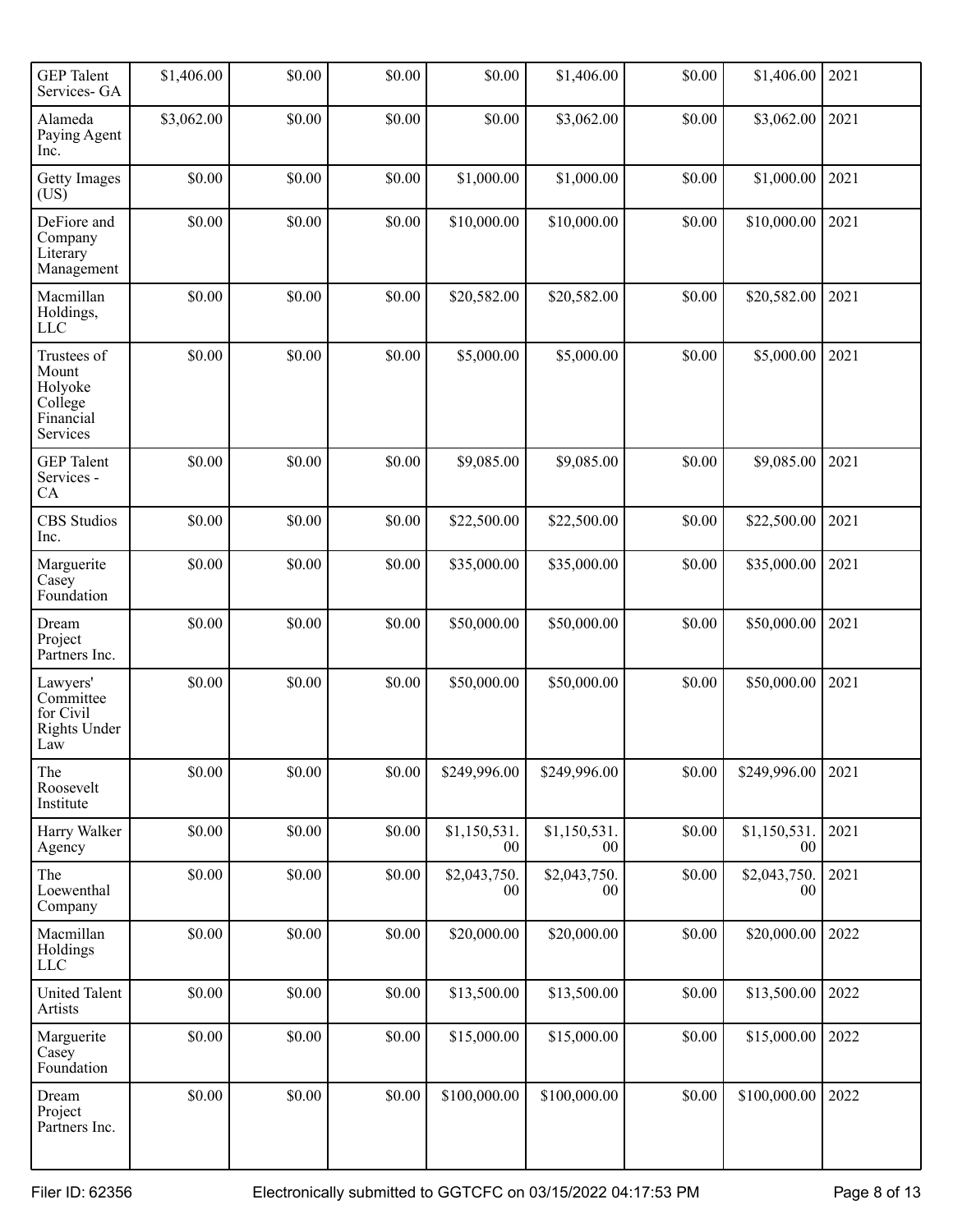| GEP Talent Services- GA | $1,406.00 | $0.00 | $0.00 | $0.00 | $1,406.00 | $0.00 | $1,406.00 | 2021 |
|---|---|---|---|---|---|---|---|---|
| Alameda Paying Agent Inc. | $3,062.00 | $0.00 | $0.00 | $0.00 | $3,062.00 | $0.00 | $3,062.00 | 2021 |
| Getty Images (US) | $0.00 | $0.00 | $0.00 | $1,000.00 | $1,000.00 | $0.00 | $1,000.00 | 2021 |
| DeFiore and Company Literary Management | $0.00 | $0.00 | $0.00 | $10,000.00 | $10,000.00 | $0.00 | $10,000.00 | 2021 |
| Macmillan Holdings, LLC | $0.00 | $0.00 | $0.00 | $20,582.00 | $20,582.00 | $0.00 | $20,582.00 | 2021 |
| Trustees of Mount Holyoke College Financial Services | $0.00 | $0.00 | $0.00 | $5,000.00 | $5,000.00 | $0.00 | $5,000.00 | 2021 |
| GEP Talent Services - CA | $0.00 | $0.00 | $0.00 | $9,085.00 | $9,085.00 | $0.00 | $9,085.00 | 2021 |
| CBS Studios Inc. | $0.00 | $0.00 | $0.00 | $22,500.00 | $22,500.00 | $0.00 | $22,500.00 | 2021 |
| Marguerite Casey Foundation | $0.00 | $0.00 | $0.00 | $35,000.00 | $35,000.00 | $0.00 | $35,000.00 | 2021 |
| Dream Project Partners Inc. | $0.00 | $0.00 | $0.00 | $50,000.00 | $50,000.00 | $0.00 | $50,000.00 | 2021 |
| Lawyers' Committee for Civil Rights Under Law | $0.00 | $0.00 | $0.00 | $50,000.00 | $50,000.00 | $0.00 | $50,000.00 | 2021 |
| The Roosevelt Institute | $0.00 | $0.00 | $0.00 | $249,996.00 | $249,996.00 | $0.00 | $249,996.00 | 2021 |
| Harry Walker Agency | $0.00 | $0.00 | $0.00 | $1,150,531.00 | $1,150,531.00 | $0.00 | $1,150,531.00 | 2021 |
| The Loewenthal Company | $0.00 | $0.00 | $0.00 | $2,043,750.00 | $2,043,750.00 | $0.00 | $2,043,750.00 | 2021 |
| Macmillan Holdings LLC | $0.00 | $0.00 | $0.00 | $20,000.00 | $20,000.00 | $0.00 | $20,000.00 | 2022 |
| United Talent Artists | $0.00 | $0.00 | $0.00 | $13,500.00 | $13,500.00 | $0.00 | $13,500.00 | 2022 |
| Marguerite Casey Foundation | $0.00 | $0.00 | $0.00 | $15,000.00 | $15,000.00 | $0.00 | $15,000.00 | 2022 |
| Dream Project Partners Inc. | $0.00 | $0.00 | $0.00 | $100,000.00 | $100,000.00 | $0.00 | $100,000.00 | 2022 |

Filer ID: 62356 Electronically submitted to GGTCFC on 03/15/2022 04:17:53 PM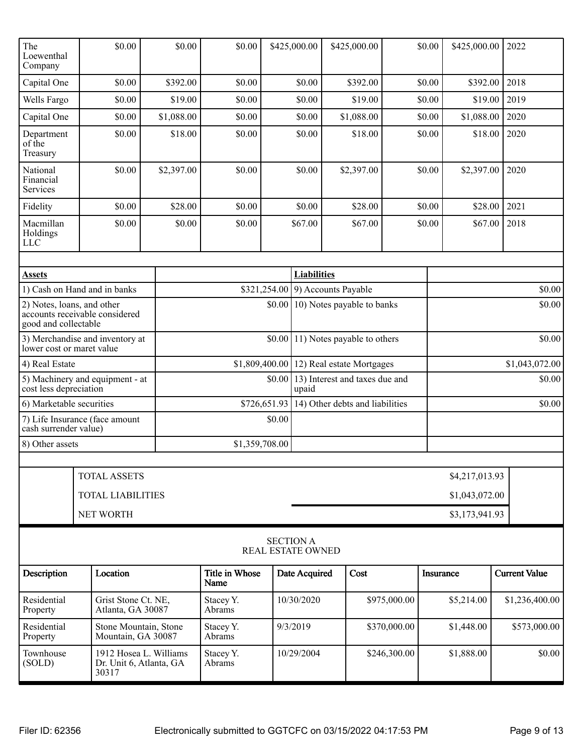| | | | | | | | | |
|---|---|---|---|---|---|---|---|---|
| The Loewenthal Company | $0.00 | $0.00 | $0.00 | $425,000.00 | $425,000.00 | $0.00 | $425,000.00 | 2022 |
| Capital One | $0.00 | $392.00 | $0.00 | $0.00 | $392.00 | $0.00 | $392.00 | 2018 |
| Wells Fargo | $0.00 | $19.00 | $0.00 | $0.00 | $19.00 | $0.00 | $19.00 | 2019 |
| Capital One | $0.00 | $1,088.00 | $0.00 | $0.00 | $1,088.00 | $0.00 | $1,088.00 | 2020 |
| Department of the Treasury | $0.00 | $18.00 | $0.00 | $0.00 | $18.00 | $0.00 | $18.00 | 2020 |
| National Financial Services | $0.00 | $2,397.00 | $0.00 | $0.00 | $2,397.00 | $0.00 | $2,397.00 | 2020 |
| Fidelity | $0.00 | $28.00 | $0.00 | $0.00 | $28.00 | $0.00 | $28.00 | 2021 |
| Macmillan Holdings LLC | $0.00 | $0.00 | $0.00 | $67.00 | $67.00 | $0.00 | $67.00 | 2018 |

| **Assets** | | **Liabilities** | |
|---|---|---|---|
| 1) Cash on Hand and in banks | $321,254.00 | 9) Accounts Payable | $0.00 |
| 2) Notes, loans, and other accounts receivable considered good and collectable | $0.00 | 10) Notes payable to banks | $0.00 |
| 3) Merchandise and inventory at lower cost or maret value | $0.00 | 11) Notes payable to others | $0.00 |
| 4) Real Estate | $1,809,400.00 | 12) Real estate Mortgages | $1,043,072.00 |
| 5) Machinery and equipment - at cost less depreciation | $0.00 | 13) Interest and taxes due and upaid | $0.00 |
| 6) Marketable securities | $726,651.93 | 14) Other debts and liabilities | $0.00 |
| 7) Life Insurance (face amount cash surrender value) | $0.00 | | |
| 8) Other assets | $1,359,708.00 | | |

| | |
|---|---|
| TOTAL ASSETS | $4,217,013.93 |
| TOTAL LIABILITIES | $1,043,072.00 |
| NET WORTH | $3,173,941.93 |

## SECTION A
## REAL ESTATE OWNED

| Description | Location | Title in Whose Name | Date Acquired | Cost | Insurance | Current Value |
|---|---|---|---|---|---|---|
| Residential Property | Grist Stone Ct. NE, Atlanta, GA 30087 | Stacey Y. Abrams | 10/30/2020 | $975,000.00 | $5,214.00 | $1,236,400.00 |
| Residential Property | Stone Mountain, Stone Mountain, GA 30087 | Stacey Y. Abrams | 9/3/2019 | $370,000.00 | $1,448.00 | $573,000.00 |
| Townhouse (SOLD) | 1912 Hosea L. Williams Dr. Unit 6, Atlanta, GA 30317 | Stacey Y. Abrams | 10/29/2004 | $246,300.00 | $1,888.00 | $0.00 |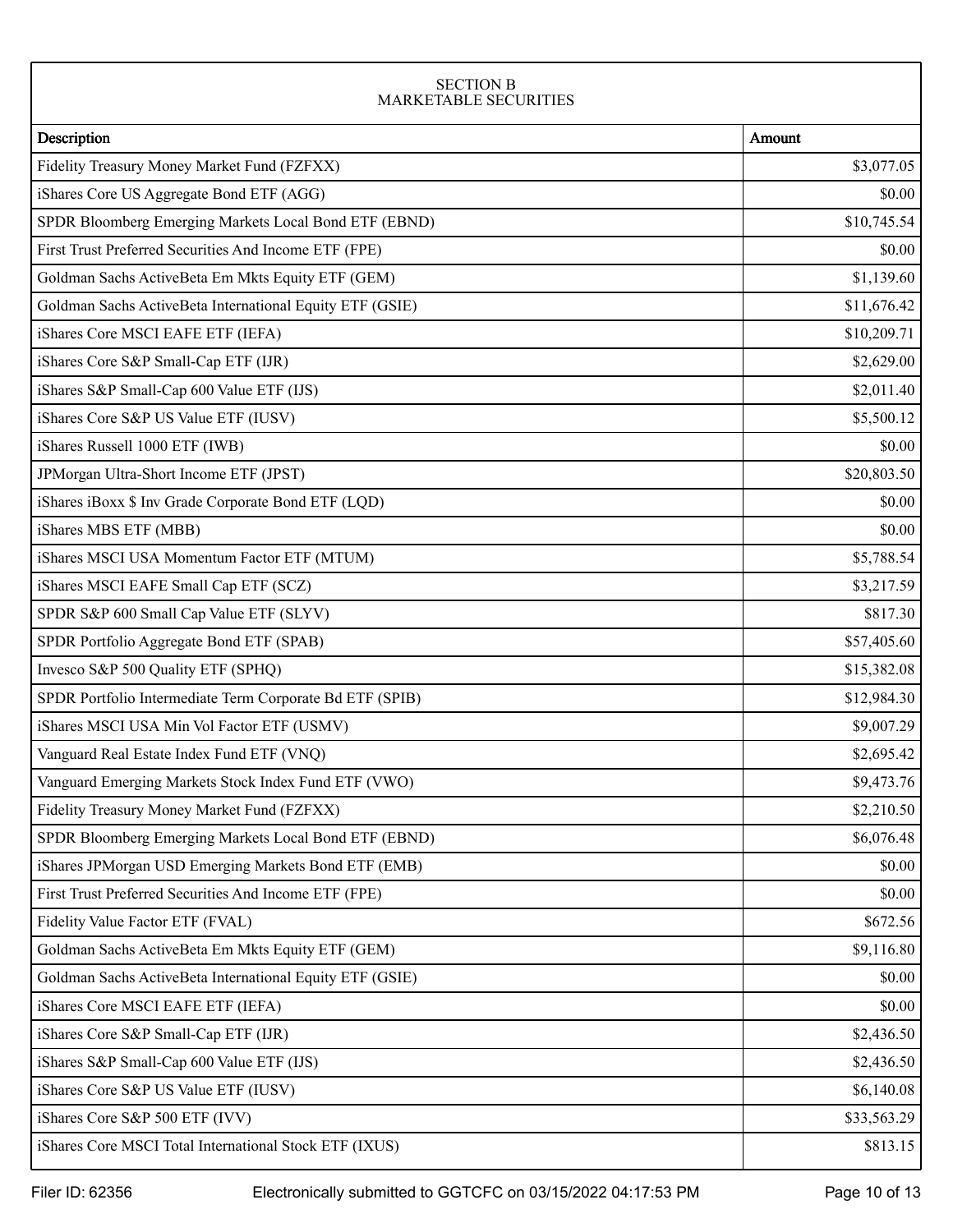## SECTION B
## MARKETABLE SECURITIES

| Description | Amount |
|---|---|
| Fidelity Treasury Money Market Fund (FZFXX) | $3,077.05 |
| iShares Core US Aggregate Bond ETF (AGG) | $0.00 |
| SPDR Bloomberg Emerging Markets Local Bond ETF (EBND) | $10,745.54 |
| First Trust Preferred Securities And Income ETF (FPE) | $0.00 |
| Goldman Sachs ActiveBeta Em Mkts Equity ETF (GEM) | $1,139.60 |
| Goldman Sachs ActiveBeta International Equity ETF (GSIE) | $11,676.42 |
| iShares Core MSCI EAFE ETF (IEFA) | $10,209.71 |
| iShares Core S&P Small-Cap ETF (IJR) | $2,629.00 |
| iShares S&P Small-Cap 600 Value ETF (IJS) | $2,011.40 |
| iShares Core S&P US Value ETF (IUSV) | $5,500.12 |
| iShares Russell 1000 ETF (IWB) | $0.00 |
| JPMorgan Ultra-Short Income ETF (JPST) | $20,803.50 |
| iShares iBoxx $ Inv Grade Corporate Bond ETF (LQD) | $0.00 |
| iShares MBS ETF (MBB) | $0.00 |
| iShares MSCI USA Momentum Factor ETF (MTUM) | $5,788.54 |
| iShares MSCI EAFE Small Cap ETF (SCZ) | $3,217.59 |
| SPDR S&P 600 Small Cap Value ETF (SLYV) | $817.30 |
| SPDR Portfolio Aggregate Bond ETF (SPAB) | $57,405.60 |
| Invesco S&P 500 Quality ETF (SPHQ) | $15,382.08 |
| SPDR Portfolio Intermediate Term Corporate Bd ETF (SPIB) | $12,984.30 |
| iShares MSCI USA Min Vol Factor ETF (USMV) | $9,007.29 |
| Vanguard Real Estate Index Fund ETF (VNQ) | $2,695.42 |
| Vanguard Emerging Markets Stock Index Fund ETF (VWO) | $9,473.76 |
| Fidelity Treasury Money Market Fund (FZFXX) | $2,210.50 |
| SPDR Bloomberg Emerging Markets Local Bond ETF (EBND) | $6,076.48 |
| iShares JPMorgan USD Emerging Markets Bond ETF (EMB) | $0.00 |
| First Trust Preferred Securities And Income ETF (FPE) | $0.00 |
| Fidelity Value Factor ETF (FVAL) | $672.56 |
| Goldman Sachs ActiveBeta Em Mkts Equity ETF (GEM) | $9,116.80 |
| Goldman Sachs ActiveBeta International Equity ETF (GSIE) | $0.00 |
| iShares Core MSCI EAFE ETF (IEFA) | $0.00 |
| iShares Core S&P Small-Cap ETF (IJR) | $2,436.50 |
| iShares S&P Small-Cap 600 Value ETF (IJS) | $2,436.50 |
| iShares Core S&P US Value ETF (IUSV) | $6,140.08 |
| iShares Core S&P 500 ETF (IVV) | $33,563.29 |
| iShares Core MSCI Total International Stock ETF (IXUS) | $813.15 |

Filer ID: 62356 Electronically submitted to GGTCFC on 03/15/2022 04:17:53 PM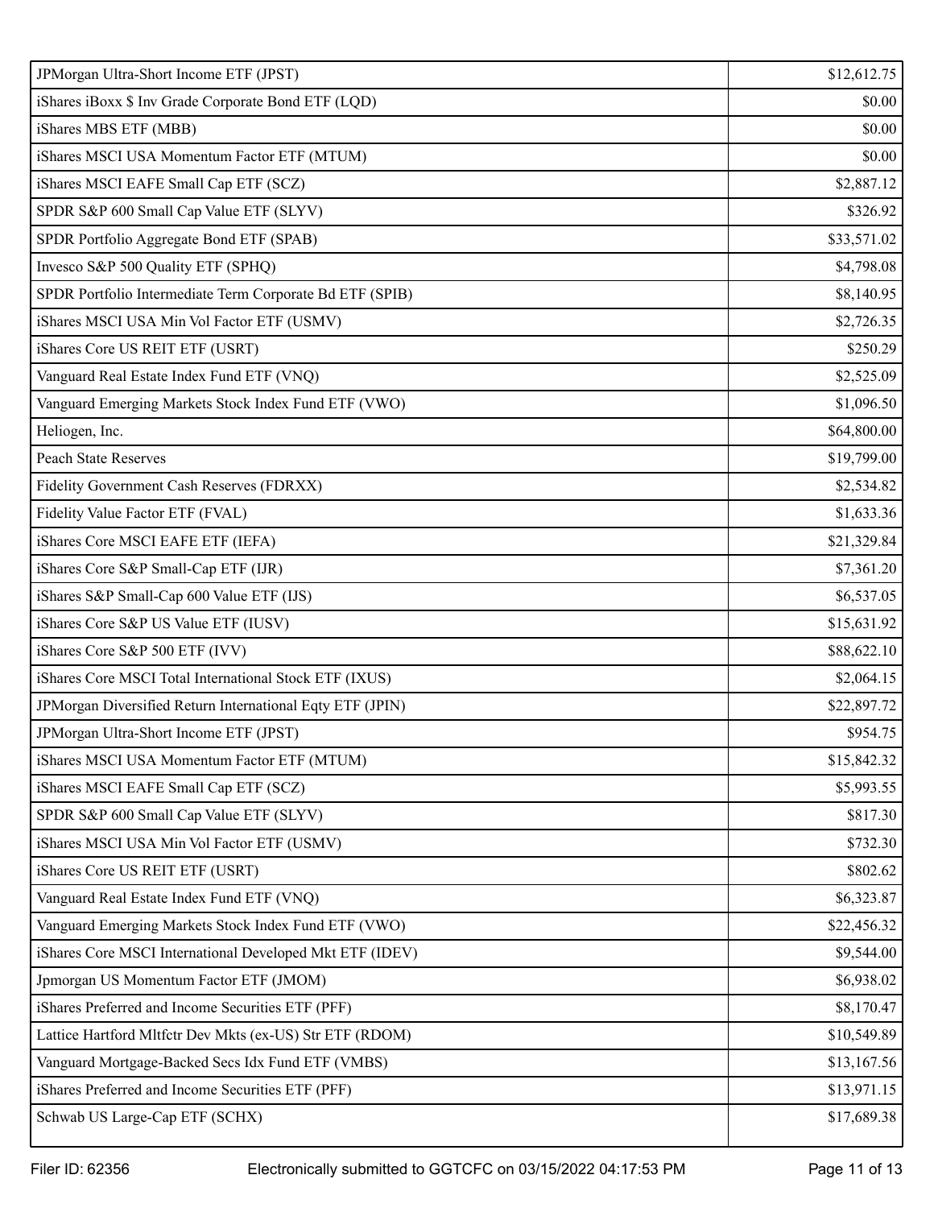| | |
|---|---|
| JPMorgan Ultra-Short Income ETF (JPST) | $12,612.75 |
| iShares iBoxx $ Inv Grade Corporate Bond ETF (LQD) | $0.00 |
| iShares MBS ETF (MBB) | $0.00 |
| iShares MSCI USA Momentum Factor ETF (MTUM) | $0.00 |
| iShares MSCI EAFE Small Cap ETF (SCZ) | $2,887.12 |
| SPDR S&P 600 Small Cap Value ETF (SLYV) | $326.92 |
| SPDR Portfolio Aggregate Bond ETF (SPAB) | $33,571.02 |
| Invesco S&P 500 Quality ETF (SPHQ) | $4,798.08 |
| SPDR Portfolio Intermediate Term Corporate Bd ETF (SPIB) | $8,140.95 |
| iShares MSCI USA Min Vol Factor ETF (USMV) | $2,726.35 |
| iShares Core US REIT ETF (USRT) | $250.29 |
| Vanguard Real Estate Index Fund ETF (VNQ) | $2,525.09 |
| Vanguard Emerging Markets Stock Index Fund ETF (VWO) | $1,096.50 |
| Heliogen, Inc. | $64,800.00 |
| Peach State Reserves | $19,799.00 |
| Fidelity Government Cash Reserves (FDRXX) | $2,534.82 |
| Fidelity Value Factor ETF (FVAL) | $1,633.36 |
| iShares Core MSCI EAFE ETF (IEFA) | $21,329.84 |
| iShares Core S&P Small-Cap ETF (IJR) | $7,361.20 |
| iShares S&P Small-Cap 600 Value ETF (IJS) | $6,537.05 |
| iShares Core S&P US Value ETF (IUSV) | $15,631.92 |
| iShares Core S&P 500 ETF (IVV) | $88,622.10 |
| iShares Core MSCI Total International Stock ETF (IXUS) | $2,064.15 |
| JPMorgan Diversified Return International Eqty ETF (JPIN) | $22,897.72 |
| JPMorgan Ultra-Short Income ETF (JPST) | $954.75 |
| iShares MSCI USA Momentum Factor ETF (MTUM) | $15,842.32 |
| iShares MSCI EAFE Small Cap ETF (SCZ) | $5,993.55 |
| SPDR S&P 600 Small Cap Value ETF (SLYV) | $817.30 |
| iShares MSCI USA Min Vol Factor ETF (USMV) | $732.30 |
| iShares Core US REIT ETF (USRT) | $802.62 |
| Vanguard Real Estate Index Fund ETF (VNQ) | $6,323.87 |
| Vanguard Emerging Markets Stock Index Fund ETF (VWO) | $22,456.32 |
| iShares Core MSCI International Developed Mkt ETF (IDEV) | $9,544.00 |
| Jpmorgan US Momentum Factor ETF (JMOM) | $6,938.02 |
| iShares Preferred and Income Securities ETF (PFF) | $8,170.47 |
| Lattice Hartford Mltfctr Dev Mkts (ex-US) Str ETF (RDOM) | $10,549.89 |
| Vanguard Mortgage-Backed Secs Idx Fund ETF (VMBS) | $13,167.56 |
| iShares Preferred and Income Securities ETF (PFF) | $13,971.15 |
| Schwab US Large-Cap ETF (SCHX) | $17,689.38 |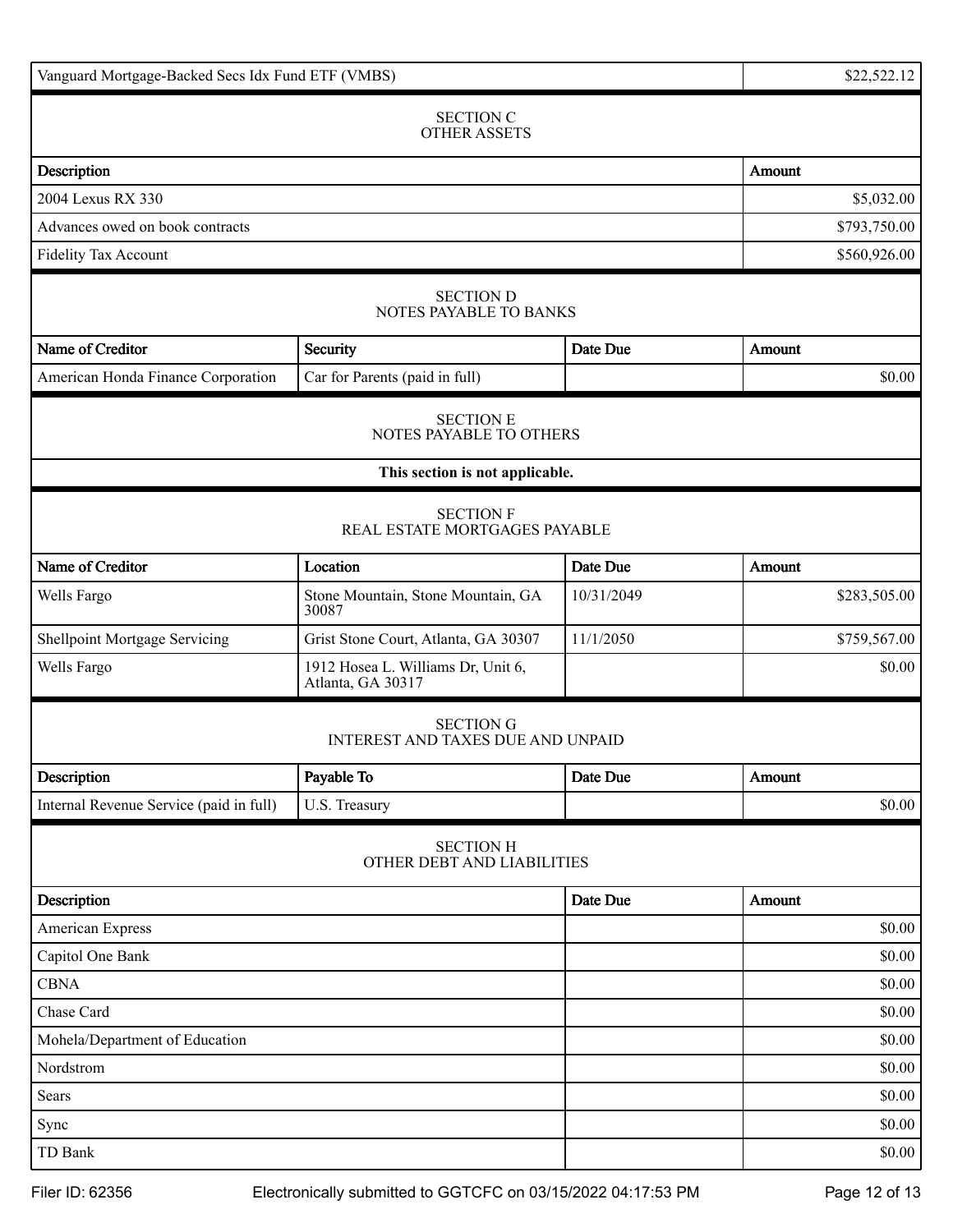| Vanguard Mortgage-Backed Secs Idx Fund ETF (VMBS) | $22,522.12 |
|---|---|

## SECTION C
## OTHER ASSETS

| Description | Amount |
|---|---|
| 2004 Lexus RX 330 | $5,032.00 |
| Advances owed on book contracts | $793,750.00 |
| Fidelity Tax Account | $560,926.00 |

## SECTION D
## NOTES PAYABLE TO BANKS

| Name of Creditor | Security | Date Due | Amount |
|---|---|---|---|
| American Honda Finance Corporation | Car for Parents (paid in full) | | $0.00 |

## SECTION E
## NOTES PAYABLE TO OTHERS

**This section is not applicable.**

## SECTION F
## REAL ESTATE MORTGAGES PAYABLE

| Name of Creditor | Location | Date Due | Amount |
|---|---|---|---|
| Wells Fargo | Stone Mountain, Stone Mountain, GA 30087 | 10/31/2049 | $283,505.00 |
| Shellpoint Mortgage Servicing | Grist Stone Court, Atlanta, GA 30307 | 11/1/2050 | $759,567.00 |
| Wells Fargo | 1912 Hosea L. Williams Dr, Unit 6, Atlanta, GA 30317 | | $0.00 |

## SECTION G
## INTEREST AND TAXES DUE AND UNPAID

| Description | Payable To | Date Due | Amount |
|---|---|---|---|
| Internal Revenue Service (paid in full) | U.S. Treasury | | $0.00 |

## SECTION H
## OTHER DEBT AND LIABILITIES

| Description | Date Due | Amount |
|---|---|---|
| American Express | | $0.00 |
| Capitol One Bank | | $0.00 |
| CBNA | | $0.00 |
| Chase Card | | $0.00 |
| Mohela/Department of Education | | $0.00 |
| Nordstrom | | $0.00 |
| Sears | | $0.00 |
| Sync | | $0.00 |
| TD Bank | | $0.00 |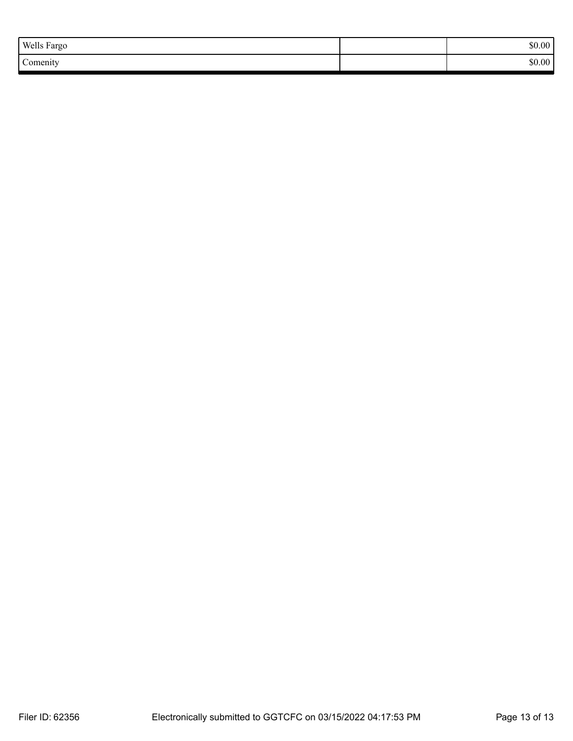| | | |
|---|---|---|
| Wells Fargo | | $0.00 |
| Comenity | | $0.00 |